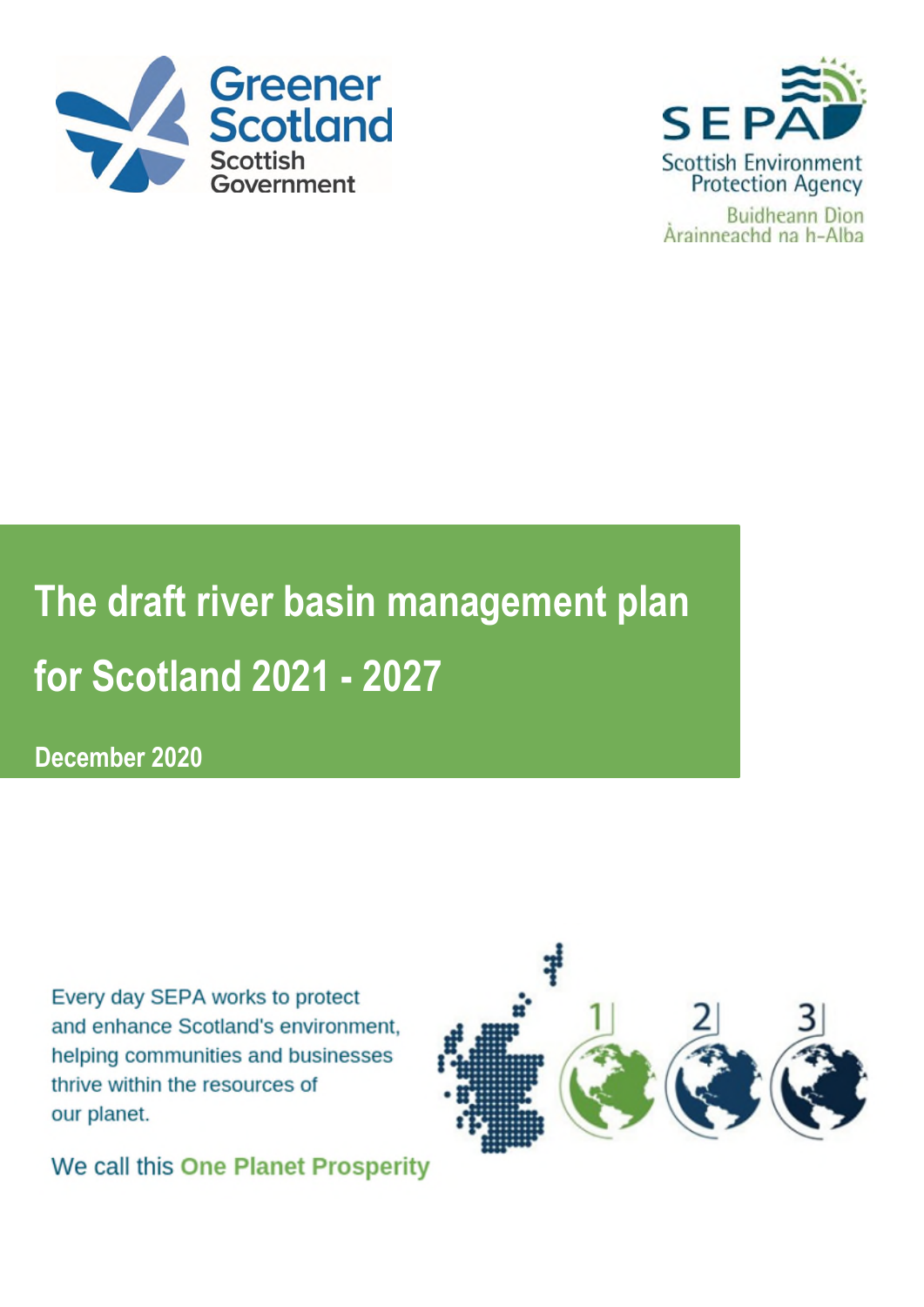Greener Scotland
Scottish Government

SEPA
Scottish Environment Protection Agency
Buidheann Dìon Àrainneachd na h-Alba

# The draft river basin management plan for Scotland 2021 - 2027

**December 2020**

Every day SEPA works to protect and enhance Scotland's environment, helping communities and businesses thrive within the resources of our planet.

We call this **One Planet Prosperity**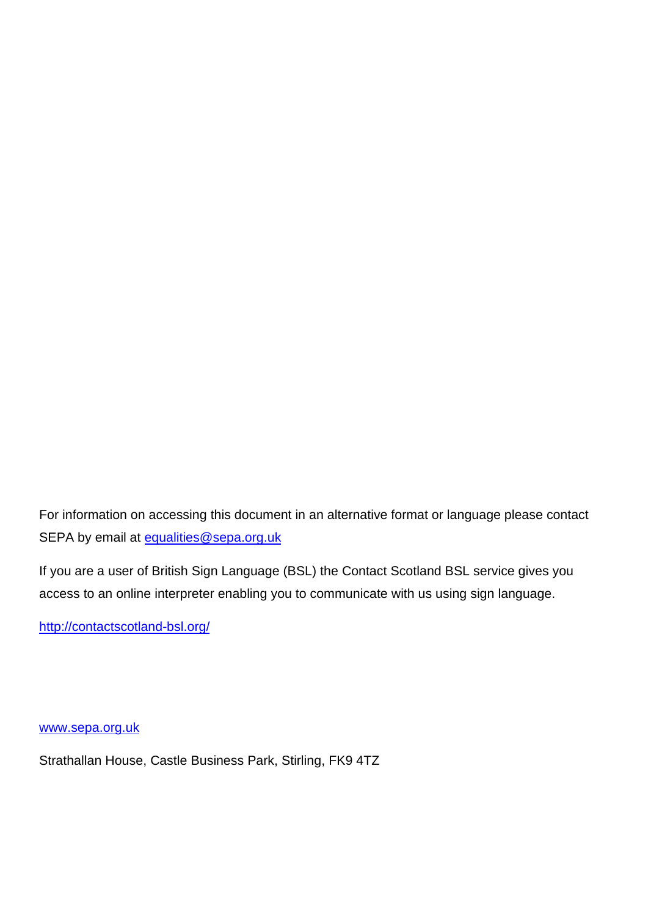For information on accessing this document in an alternative format or language please contact SEPA by email at [equalities@sepa.org.uk](mailto:equalities@sepa.org.uk)

If you are a user of British Sign Language (BSL) the Contact Scotland BSL service gives you access to an online interpreter enabling you to communicate with us using sign language.

[http://contactscotland-bsl.org/](http://contactscotland-bsl.org/)

[www.sepa.org.uk](http://www.sepa.org.uk)

Strathallan House, Castle Business Park, Stirling, FK9 4TZ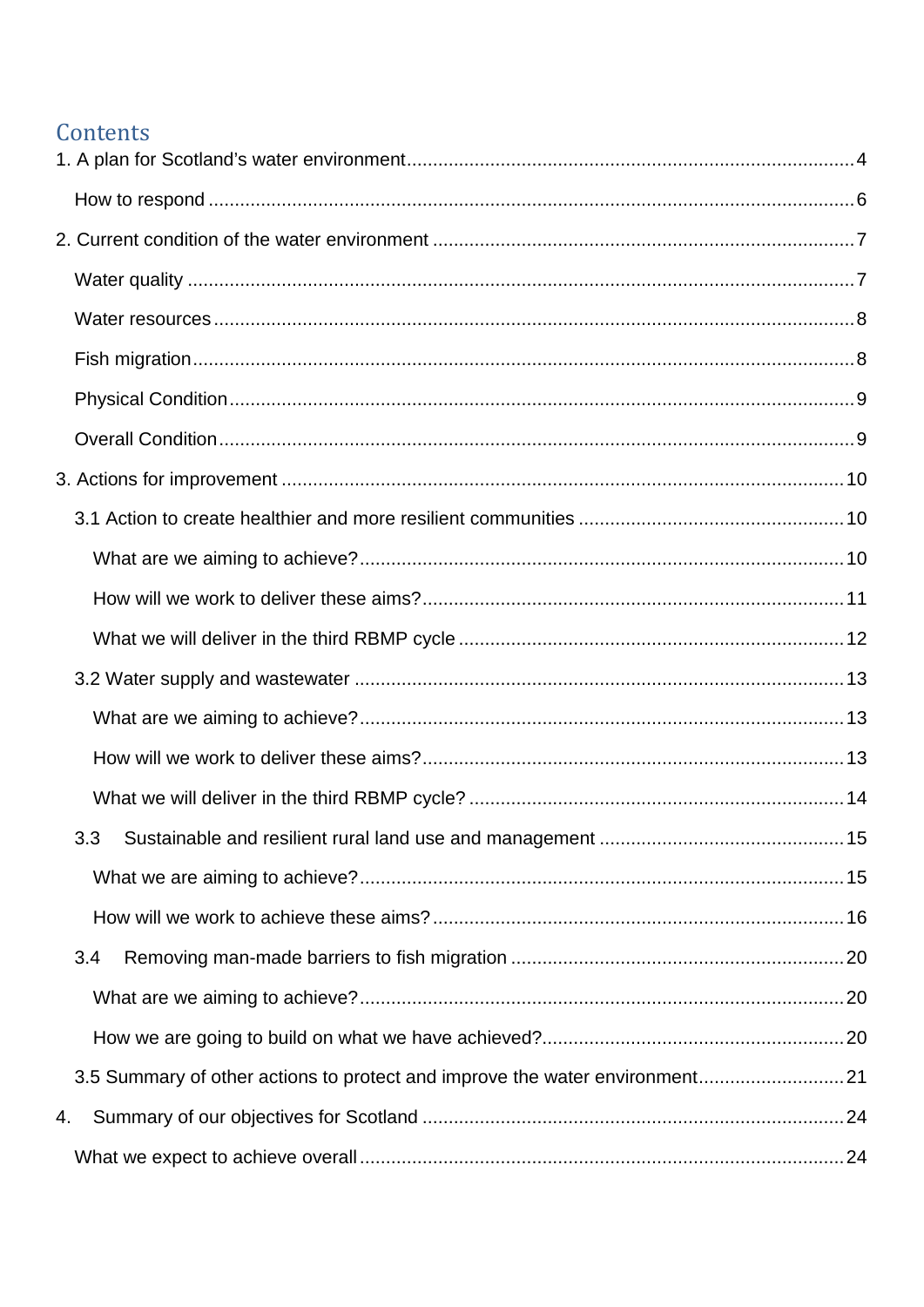## Contents

1. A plan for Scotland's water environment ..... 4
   - How to respond ..... 6
2. Current condition of the water environment ..... 7
   - Water quality ..... 7
   - Water resources ..... 8
   - Fish migration ..... 8
   - Physical Condition ..... 9
   - Overall Condition ..... 9
3. Actions for improvement ..... 10
   - 3.1 Action to create healthier and more resilient communities ..... 10
     - What are we aiming to achieve? ..... 10
     - How will we work to deliver these aims? ..... 11
     - What we will deliver in the third RBMP cycle ..... 12
   - 3.2 Water supply and wastewater ..... 13
     - What are we aiming to achieve? ..... 13
     - How will we work to deliver these aims? ..... 13
     - What we will deliver in the third RBMP cycle? ..... 14
   - 3.3 Sustainable and resilient rural land use and management ..... 15
     - What we are aiming to achieve? ..... 15
     - How will we work to achieve these aims? ..... 16
   - 3.4 Removing man-made barriers to fish migration ..... 20
     - What are we aiming to achieve? ..... 20
     - How we are going to build on what we have achieved? ..... 20
   - 3.5 Summary of other actions to protect and improve the water environment ..... 21
4. Summary of our objectives for Scotland ..... 24
   - What we expect to achieve overall ..... 24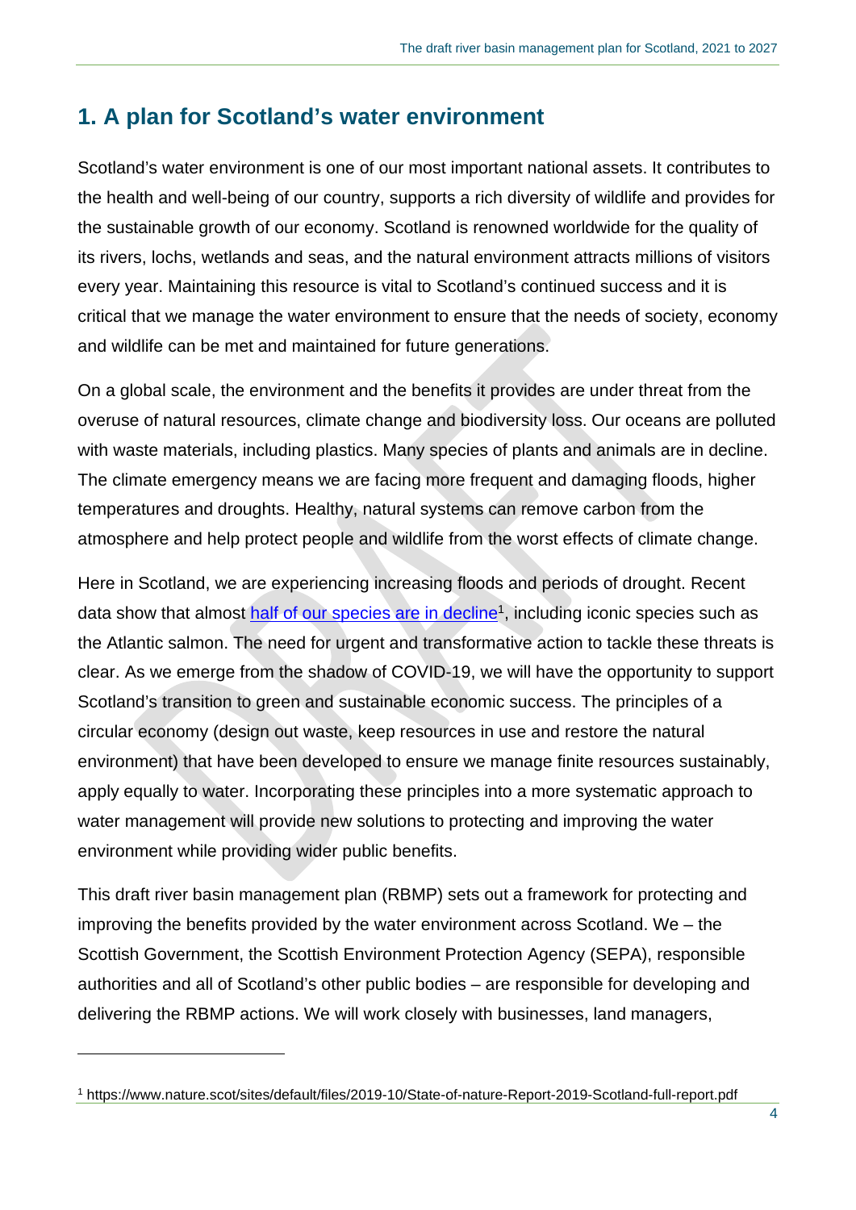# 1. A plan for Scotland's water environment

Scotland's water environment is one of our most important national assets. It contributes to the health and well-being of our country, supports a rich diversity of wildlife and provides for the sustainable growth of our economy. Scotland is renowned worldwide for the quality of its rivers, lochs, wetlands and seas, and the natural environment attracts millions of visitors every year. Maintaining this resource is vital to Scotland's continued success and it is critical that we manage the water environment to ensure that the needs of society, economy and wildlife can be met and maintained for future generations.

On a global scale, the environment and the benefits it provides are under threat from the overuse of natural resources, climate change and biodiversity loss. Our oceans are polluted with waste materials, including plastics. Many species of plants and animals are in decline. The climate emergency means we are facing more frequent and damaging floods, higher temperatures and droughts. Healthy, natural systems can remove carbon from the atmosphere and help protect people and wildlife from the worst effects of climate change.

Here in Scotland, we are experiencing increasing floods and periods of drought. Recent data show that almost [half of our species are in decline](https://www.nature.scot/sites/default/files/2019-10/State-of-nature-Report-2019-Scotland-full-report.pdf)[1], including iconic species such as the Atlantic salmon. The need for urgent and transformative action to tackle these threats is clear. As we emerge from the shadow of COVID-19, we will have the opportunity to support Scotland's transition to green and sustainable economic success. The principles of a circular economy (design out waste, keep resources in use and restore the natural environment) that have been developed to ensure we manage finite resources sustainably, apply equally to water. Incorporating these principles into a more systematic approach to water management will provide new solutions to protecting and improving the water environment while providing wider public benefits.

This draft river basin management plan (RBMP) sets out a framework for protecting and improving the benefits provided by the water environment across Scotland. We – the Scottish Government, the Scottish Environment Protection Agency (SEPA), responsible authorities and all of Scotland's other public bodies – are responsible for developing and delivering the RBMP actions. We will work closely with businesses, land managers,

---

[1] https://www.nature.scot/sites/default/files/2019-10/State-of-nature-Report-2019-Scotland-full-report.pdf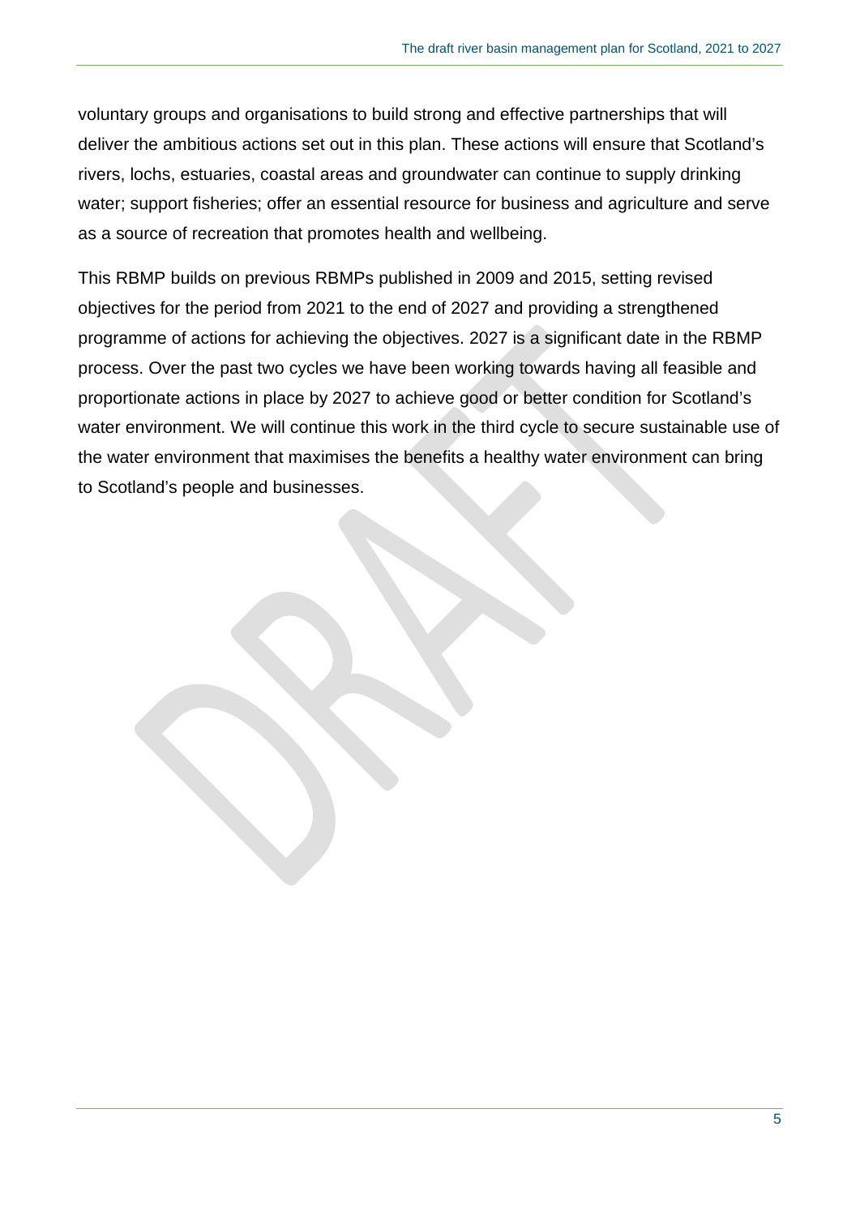voluntary groups and organisations to build strong and effective partnerships that will deliver the ambitious actions set out in this plan. These actions will ensure that Scotland's rivers, lochs, estuaries, coastal areas and groundwater can continue to supply drinking water; support fisheries; offer an essential resource for business and agriculture and serve as a source of recreation that promotes health and wellbeing.

This RBMP builds on previous RBMPs published in 2009 and 2015, setting revised objectives for the period from 2021 to the end of 2027 and providing a strengthened programme of actions for achieving the objectives. 2027 is a significant date in the RBMP process. Over the past two cycles we have been working towards having all feasible and proportionate actions in place by 2027 to achieve good or better condition for Scotland's water environment. We will continue this work in the third cycle to secure sustainable use of the water environment that maximises the benefits a healthy water environment can bring to Scotland's people and businesses.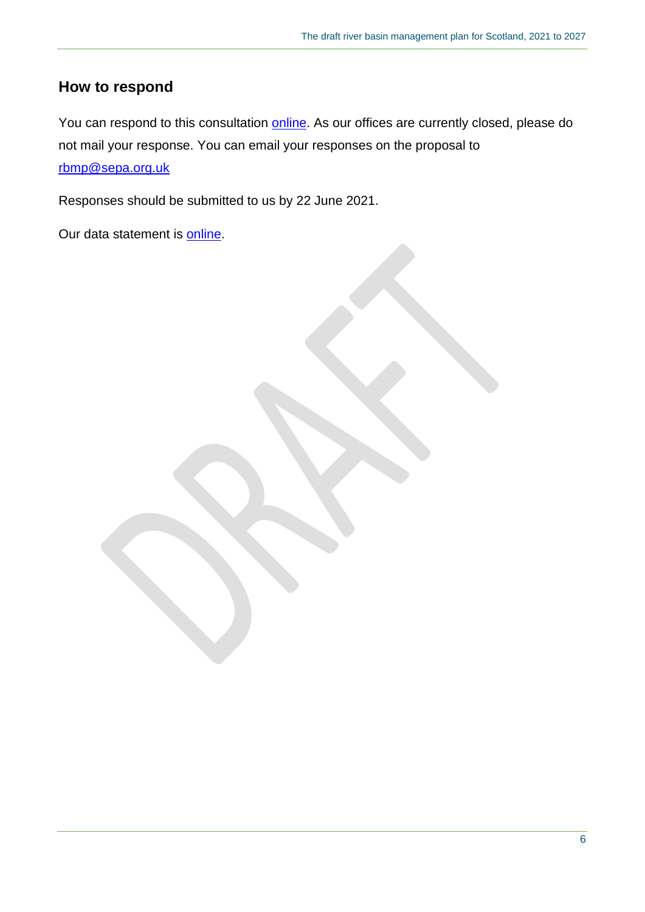## How to respond

You can respond to this consultation online. As our offices are currently closed, please do not mail your response. You can email your responses on the proposal to rbmp@sepa.org.uk

Responses should be submitted to us by 22 June 2021.

Our data statement is online.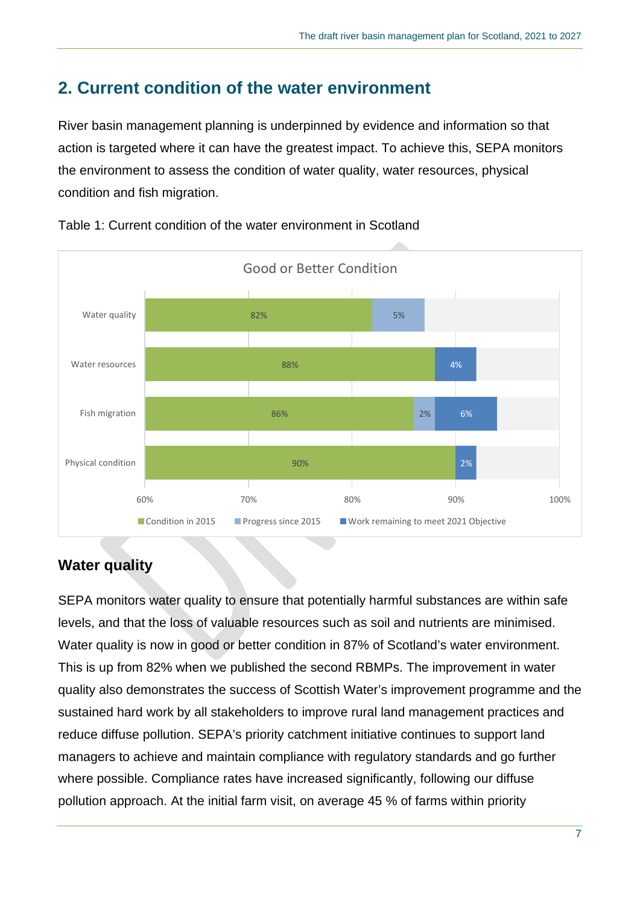## 2. Current condition of the water environment

River basin management planning is underpinned by evidence and information so that action is targeted where it can have the greatest impact. To achieve this, SEPA monitors the environment to assess the condition of water quality, water resources, physical condition and fish migration.

Table 1: Current condition of the water environment in Scotland

**Good or Better Condition**

| | Condition in 2015 | Progress since 2015 | Work remaining to meet 2021 Objective |
|---|---|---|---|
| Water quality | 82% | 5% | |
| Water resources | 88% | | 4% |
| Fish migration | 86% | 2% | 6% |
| Physical condition | 90% | | 2% |

### Water quality

SEPA monitors water quality to ensure that potentially harmful substances are within safe levels, and that the loss of valuable resources such as soil and nutrients are minimised. Water quality is now in good or better condition in 87% of Scotland's water environment. This is up from 82% when we published the second RBMPs. The improvement in water quality also demonstrates the success of Scottish Water's improvement programme and the sustained hard work by all stakeholders to improve rural land management practices and reduce diffuse pollution. SEPA's priority catchment initiative continues to support land managers to achieve and maintain compliance with regulatory standards and go further where possible. Compliance rates have increased significantly, following our diffuse pollution approach. At the initial farm visit, on average 45 % of farms within priority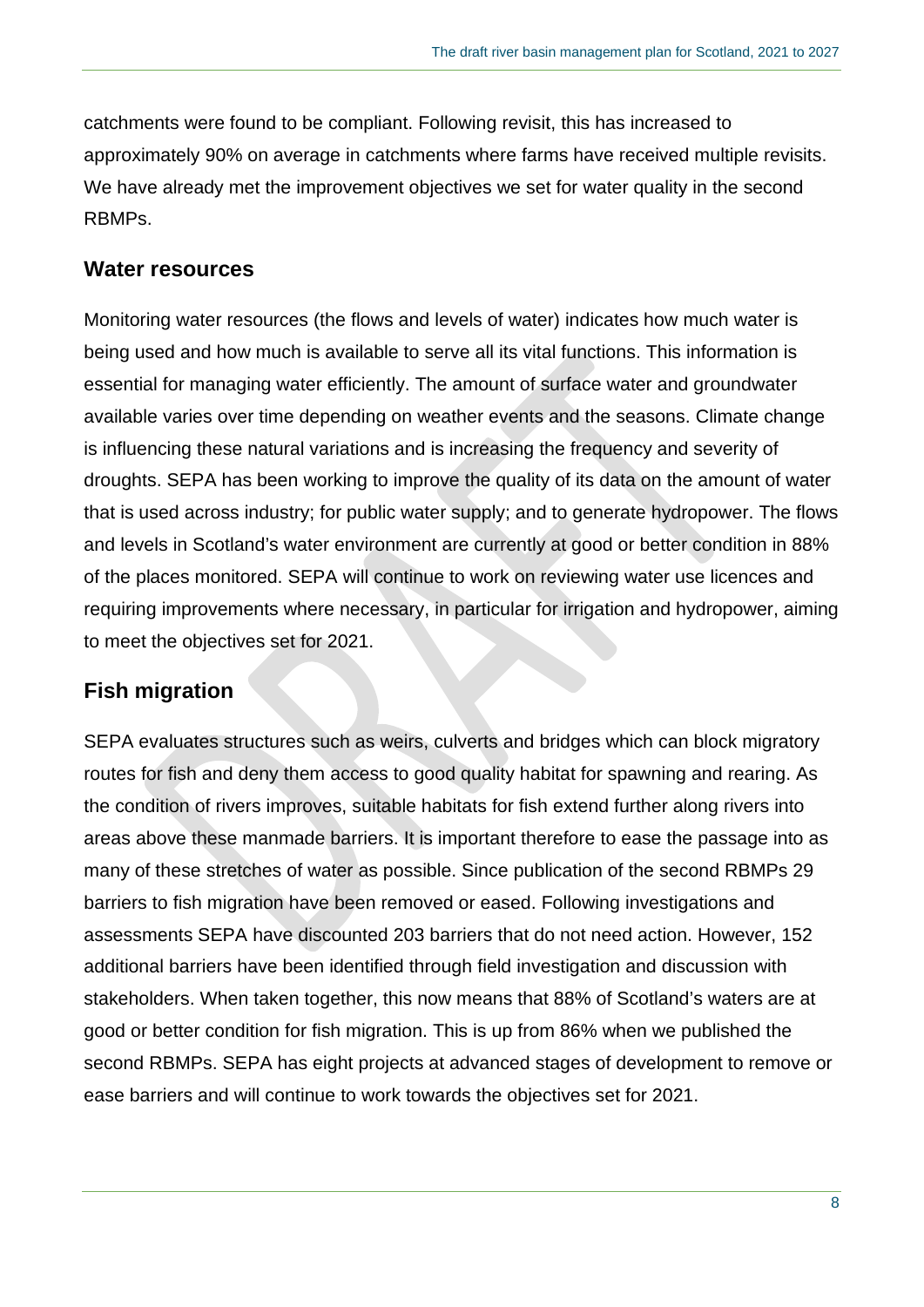catchments were found to be compliant. Following revisit, this has increased to approximately 90% on average in catchments where farms have received multiple revisits. We have already met the improvement objectives we set for water quality in the second RBMPs.

## Water resources

Monitoring water resources (the flows and levels of water) indicates how much water is being used and how much is available to serve all its vital functions. This information is essential for managing water efficiently. The amount of surface water and groundwater available varies over time depending on weather events and the seasons. Climate change is influencing these natural variations and is increasing the frequency and severity of droughts. SEPA has been working to improve the quality of its data on the amount of water that is used across industry; for public water supply; and to generate hydropower. The flows and levels in Scotland's water environment are currently at good or better condition in 88% of the places monitored. SEPA will continue to work on reviewing water use licences and requiring improvements where necessary, in particular for irrigation and hydropower, aiming to meet the objectives set for 2021.

## Fish migration

SEPA evaluates structures such as weirs, culverts and bridges which can block migratory routes for fish and deny them access to good quality habitat for spawning and rearing. As the condition of rivers improves, suitable habitats for fish extend further along rivers into areas above these manmade barriers. It is important therefore to ease the passage into as many of these stretches of water as possible. Since publication of the second RBMPs 29 barriers to fish migration have been removed or eased. Following investigations and assessments SEPA have discounted 203 barriers that do not need action. However, 152 additional barriers have been identified through field investigation and discussion with stakeholders. When taken together, this now means that 88% of Scotland's waters are at good or better condition for fish migration. This is up from 86% when we published the second RBMPs. SEPA has eight projects at advanced stages of development to remove or ease barriers and will continue to work towards the objectives set for 2021.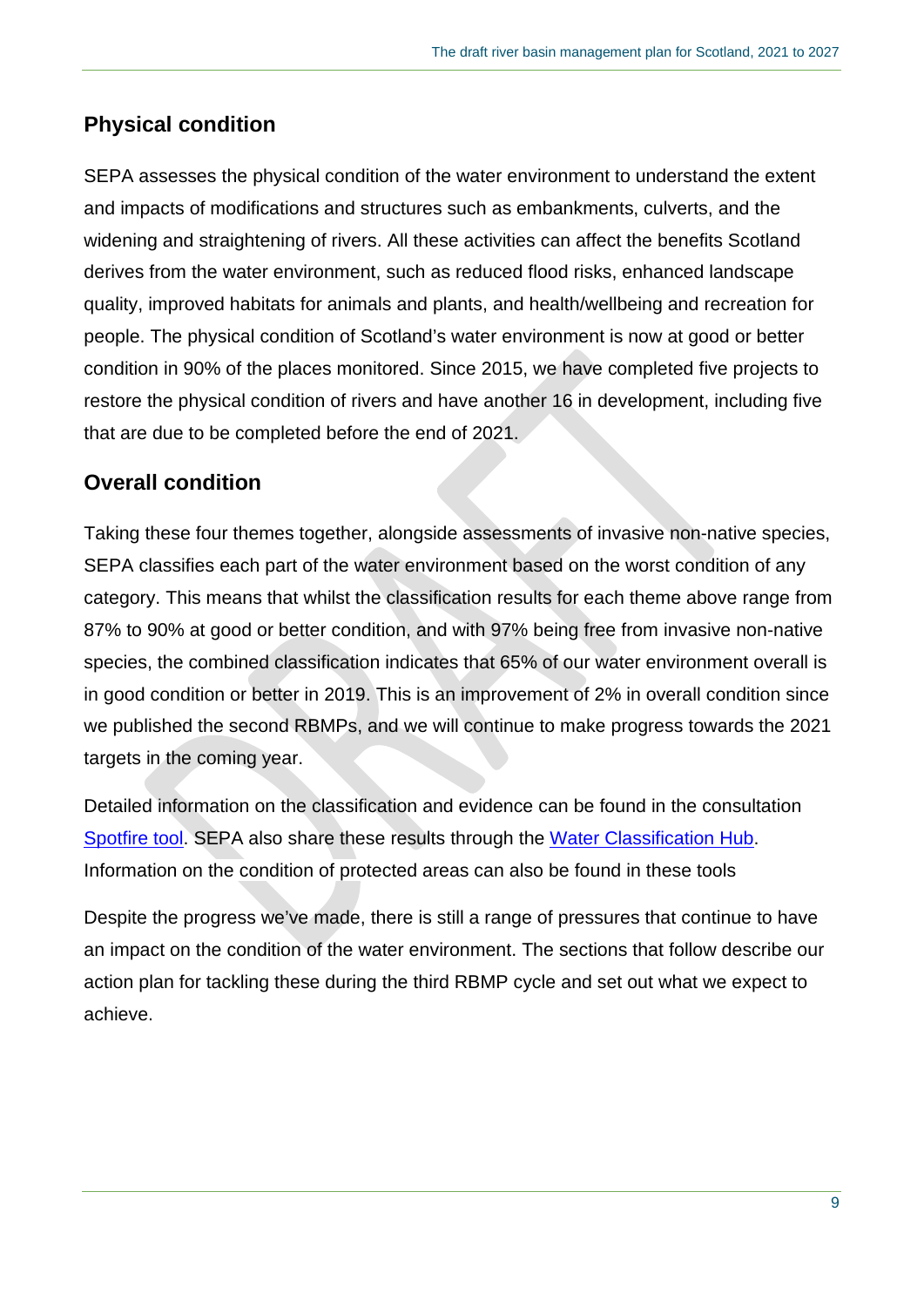## Physical condition

SEPA assesses the physical condition of the water environment to understand the extent and impacts of modifications and structures such as embankments, culverts, and the widening and straightening of rivers. All these activities can affect the benefits Scotland derives from the water environment, such as reduced flood risks, enhanced landscape quality, improved habitats for animals and plants, and health/wellbeing and recreation for people. The physical condition of Scotland's water environment is now at good or better condition in 90% of the places monitored. Since 2015, we have completed five projects to restore the physical condition of rivers and have another 16 in development, including five that are due to be completed before the end of 2021.

## Overall condition

Taking these four themes together, alongside assessments of invasive non-native species, SEPA classifies each part of the water environment based on the worst condition of any category. This means that whilst the classification results for each theme above range from 87% to 90% at good or better condition, and with 97% being free from invasive non-native species, the combined classification indicates that 65% of our water environment overall is in good condition or better in 2019. This is an improvement of 2% in overall condition since we published the second RBMPs, and we will continue to make progress towards the 2021 targets in the coming year.

Detailed information on the classification and evidence can be found in the consultation Spotfire tool. SEPA also share these results through the Water Classification Hub. Information on the condition of protected areas can also be found in these tools

Despite the progress we've made, there is still a range of pressures that continue to have an impact on the condition of the water environment. The sections that follow describe our action plan for tackling these during the third RBMP cycle and set out what we expect to achieve.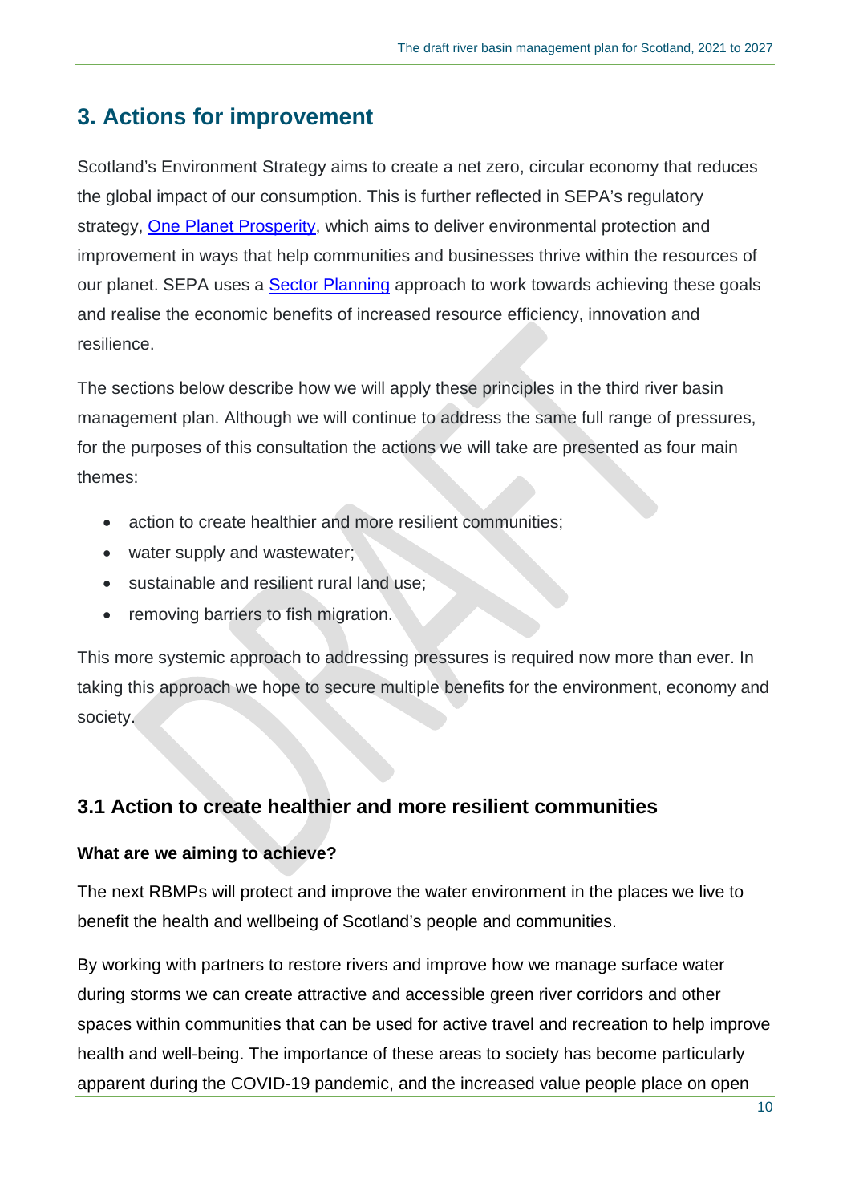## 3. Actions for improvement

Scotland's Environment Strategy aims to create a net zero, circular economy that reduces the global impact of our consumption. This is further reflected in SEPA's regulatory strategy, [One Planet Prosperity], which aims to deliver environmental protection and improvement in ways that help communities and businesses thrive within the resources of our planet. SEPA uses a [Sector Planning] approach to work towards achieving these goals and realise the economic benefits of increased resource efficiency, innovation and resilience.

The sections below describe how we will apply these principles in the third river basin management plan. Although we will continue to address the same full range of pressures, for the purposes of this consultation the actions we will take are presented as four main themes:

- action to create healthier and more resilient communities;
- water supply and wastewater;
- sustainable and resilient rural land use;
- removing barriers to fish migration.

This more systemic approach to addressing pressures is required now more than ever. In taking this approach we hope to secure multiple benefits for the environment, economy and society.

### 3.1 Action to create healthier and more resilient communities

**What are we aiming to achieve?**

The next RBMPs will protect and improve the water environment in the places we live to benefit the health and wellbeing of Scotland's people and communities.

By working with partners to restore rivers and improve how we manage surface water during storms we can create attractive and accessible green river corridors and other spaces within communities that can be used for active travel and recreation to help improve health and well-being. The importance of these areas to society has become particularly apparent during the COVID-19 pandemic, and the increased value people place on open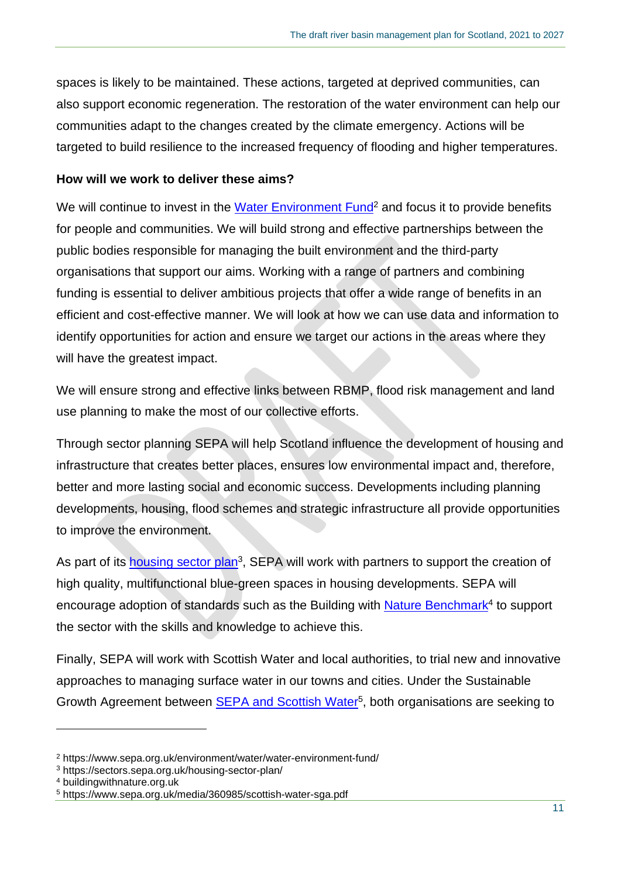spaces is likely to be maintained. These actions, targeted at deprived communities, can also support economic regeneration. The restoration of the water environment can help our communities adapt to the changes created by the climate emergency. Actions will be targeted to build resilience to the increased frequency of flooding and higher temperatures.

**How will we work to deliver these aims?**

We will continue to invest in the Water Environment Fund[2] and focus it to provide benefits for people and communities. We will build strong and effective partnerships between the public bodies responsible for managing the built environment and the third-party organisations that support our aims. Working with a range of partners and combining funding is essential to deliver ambitious projects that offer a wide range of benefits in an efficient and cost-effective manner. We will look at how we can use data and information to identify opportunities for action and ensure we target our actions in the areas where they will have the greatest impact.

We will ensure strong and effective links between RBMP, flood risk management and land use planning to make the most of our collective efforts.

Through sector planning SEPA will help Scotland influence the development of housing and infrastructure that creates better places, ensures low environmental impact and, therefore, better and more lasting social and economic success. Developments including planning developments, housing, flood schemes and strategic infrastructure all provide opportunities to improve the environment.

As part of its housing sector plan[3], SEPA will work with partners to support the creation of high quality, multifunctional blue-green spaces in housing developments. SEPA will encourage adoption of standards such as the Building with Nature Benchmark[4] to support the sector with the skills and knowledge to achieve this.

Finally, SEPA will work with Scottish Water and local authorities, to trial new and innovative approaches to managing surface water in our towns and cities. Under the Sustainable Growth Agreement between SEPA and Scottish Water[5], both organisations are seeking to

---

[2] https://www.sepa.org.uk/environment/water/water-environment-fund/
[3] https://sectors.sepa.org.uk/housing-sector-plan/
[4] buildingwithnature.org.uk
[5] https://www.sepa.org.uk/media/360985/scottish-water-sga.pdf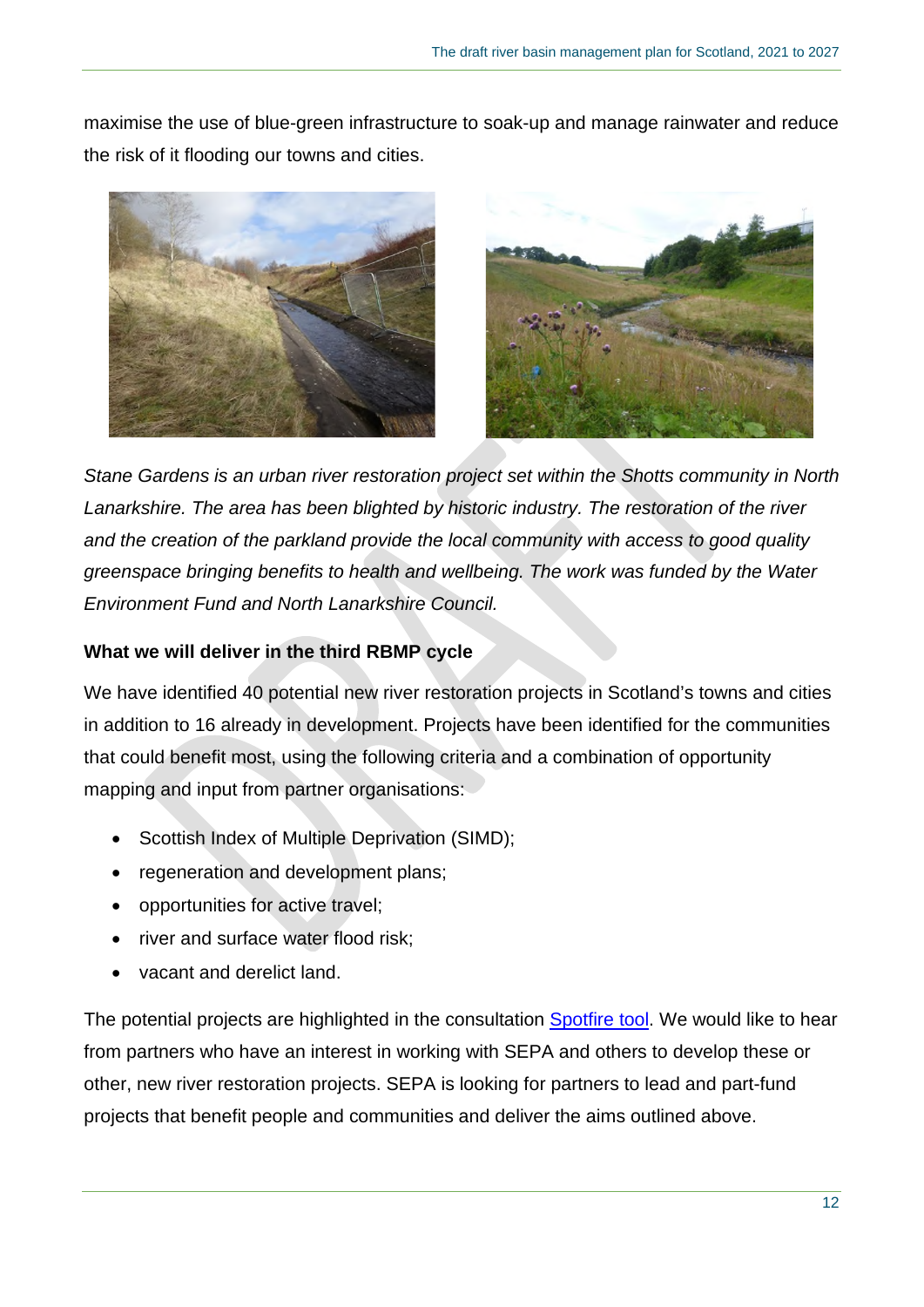maximise the use of blue-green infrastructure to soak-up and manage rainwater and reduce the risk of it flooding our towns and cities.

*Stane Gardens is an urban river restoration project set within the Shotts community in North Lanarkshire. The area has been blighted by historic industry. The restoration of the river and the creation of the parkland provide the local community with access to good quality greenspace bringing benefits to health and wellbeing. The work was funded by the Water Environment Fund and North Lanarkshire Council.*

### What we will deliver in the third RBMP cycle

We have identified 40 potential new river restoration projects in Scotland's towns and cities in addition to 16 already in development. Projects have been identified for the communities that could benefit most, using the following criteria and a combination of opportunity mapping and input from partner organisations:

- Scottish Index of Multiple Deprivation (SIMD);
- regeneration and development plans;
- opportunities for active travel;
- river and surface water flood risk;
- vacant and derelict land.

The potential projects are highlighted in the consultation Spotfire tool. We would like to hear from partners who have an interest in working with SEPA and others to develop these or other, new river restoration projects. SEPA is looking for partners to lead and part-fund projects that benefit people and communities and deliver the aims outlined above.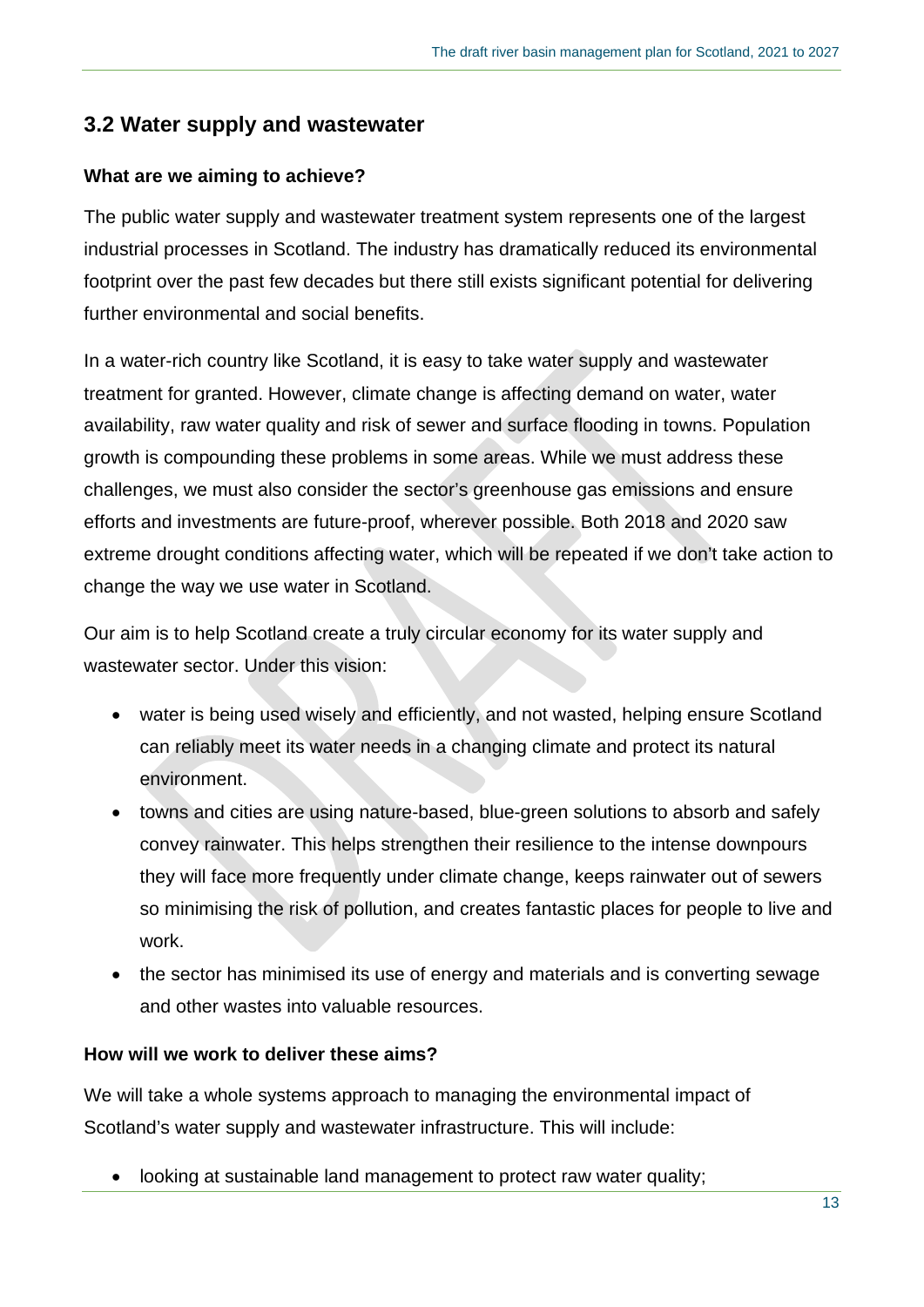## 3.2 Water supply and wastewater

**What are we aiming to achieve?**

The public water supply and wastewater treatment system represents one of the largest industrial processes in Scotland. The industry has dramatically reduced its environmental footprint over the past few decades but there still exists significant potential for delivering further environmental and social benefits.

In a water-rich country like Scotland, it is easy to take water supply and wastewater treatment for granted. However, climate change is affecting demand on water, water availability, raw water quality and risk of sewer and surface flooding in towns. Population growth is compounding these problems in some areas. While we must address these challenges, we must also consider the sector's greenhouse gas emissions and ensure efforts and investments are future-proof, wherever possible. Both 2018 and 2020 saw extreme drought conditions affecting water, which will be repeated if we don't take action to change the way we use water in Scotland.

Our aim is to help Scotland create a truly circular economy for its water supply and wastewater sector. Under this vision:

- water is being used wisely and efficiently, and not wasted, helping ensure Scotland can reliably meet its water needs in a changing climate and protect its natural environment.
- towns and cities are using nature-based, blue-green solutions to absorb and safely convey rainwater. This helps strengthen their resilience to the intense downpours they will face more frequently under climate change, keeps rainwater out of sewers so minimising the risk of pollution, and creates fantastic places for people to live and work.
- the sector has minimised its use of energy and materials and is converting sewage and other wastes into valuable resources.

**How will we work to deliver these aims?**

We will take a whole systems approach to managing the environmental impact of Scotland's water supply and wastewater infrastructure. This will include:

- looking at sustainable land management to protect raw water quality;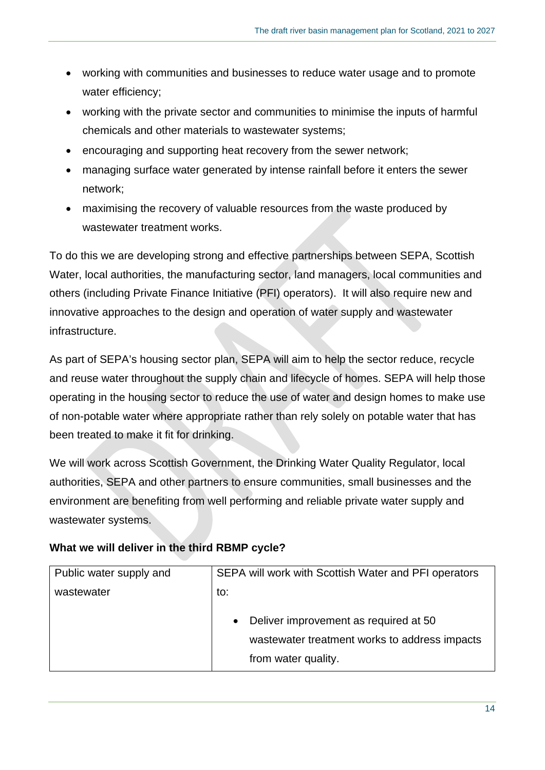- working with communities and businesses to reduce water usage and to promote water efficiency;
- working with the private sector and communities to minimise the inputs of harmful chemicals and other materials to wastewater systems;
- encouraging and supporting heat recovery from the sewer network;
- managing surface water generated by intense rainfall before it enters the sewer network;
- maximising the recovery of valuable resources from the waste produced by wastewater treatment works.

To do this we are developing strong and effective partnerships between SEPA, Scottish Water, local authorities, the manufacturing sector, land managers, local communities and others (including Private Finance Initiative (PFI) operators). It will also require new and innovative approaches to the design and operation of water supply and wastewater infrastructure.

As part of SEPA's housing sector plan, SEPA will aim to help the sector reduce, recycle and reuse water throughout the supply chain and lifecycle of homes. SEPA will help those operating in the housing sector to reduce the use of water and design homes to make use of non-potable water where appropriate rather than rely solely on potable water that has been treated to make it fit for drinking.

We will work across Scottish Government, the Drinking Water Quality Regulator, local authorities, SEPA and other partners to ensure communities, small businesses and the environment are benefiting from well performing and reliable private water supply and wastewater systems.

**What we will deliver in the third RBMP cycle?**

| Public water supply and wastewater | SEPA will work with Scottish Water and PFI operators to:<br><br>• Deliver improvement as required at 50 wastewater treatment works to address impacts from water quality. |
|---|---|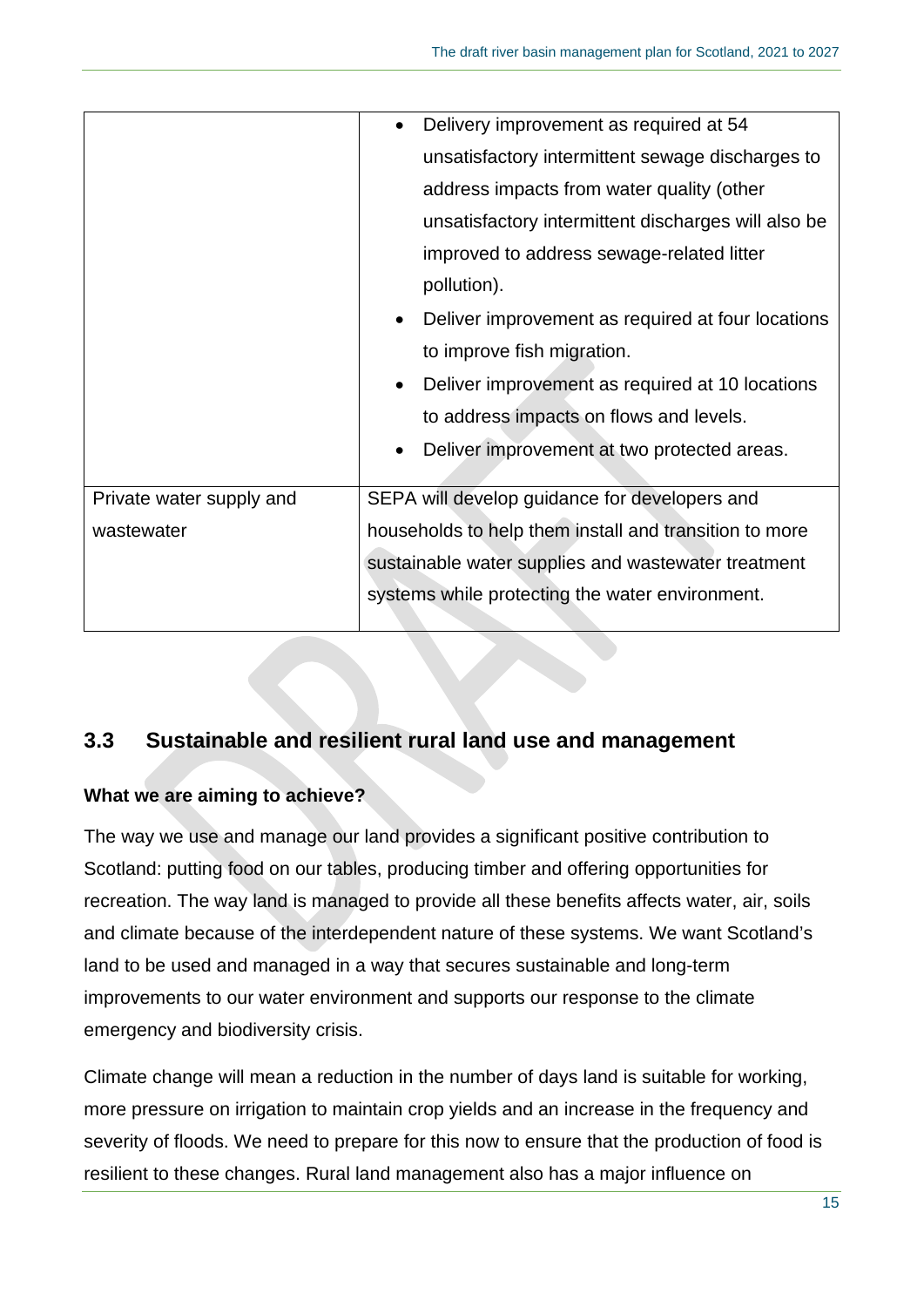| | |
|---|---|
| | • Delivery improvement as required at 54 unsatisfactory intermittent sewage discharges to address impacts from water quality (other unsatisfactory intermittent discharges will also be improved to address sewage-related litter pollution).<br>• Deliver improvement as required at four locations to improve fish migration.<br>• Deliver improvement as required at 10 locations to address impacts on flows and levels.<br>• Deliver improvement at two protected areas. |
| Private water supply and wastewater | SEPA will develop guidance for developers and households to help them install and transition to more sustainable water supplies and wastewater treatment systems while protecting the water environment. |

## 3.3 Sustainable and resilient rural land use and management

### What we are aiming to achieve?

The way we use and manage our land provides a significant positive contribution to Scotland: putting food on our tables, producing timber and offering opportunities for recreation. The way land is managed to provide all these benefits affects water, air, soils and climate because of the interdependent nature of these systems. We want Scotland's land to be used and managed in a way that secures sustainable and long-term improvements to our water environment and supports our response to the climate emergency and biodiversity crisis.

Climate change will mean a reduction in the number of days land is suitable for working, more pressure on irrigation to maintain crop yields and an increase in the frequency and severity of floods. We need to prepare for this now to ensure that the production of food is resilient to these changes. Rural land management also has a major influence on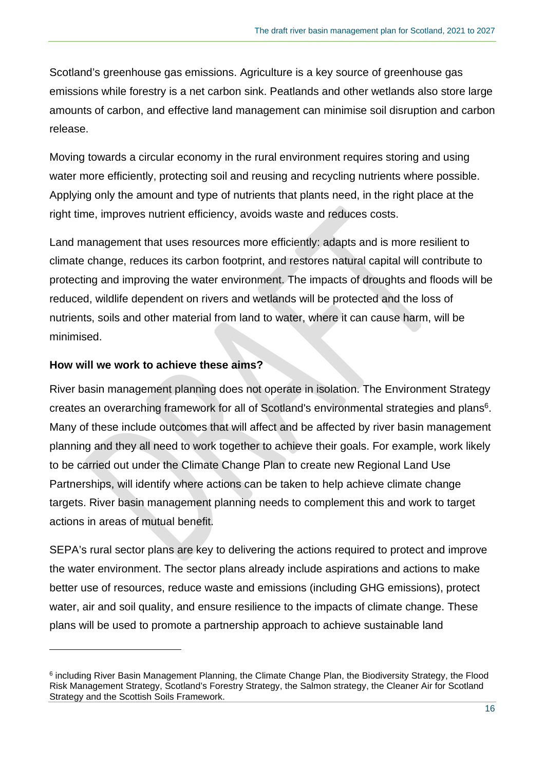Scotland's greenhouse gas emissions. Agriculture is a key source of greenhouse gas emissions while forestry is a net carbon sink. Peatlands and other wetlands also store large amounts of carbon, and effective land management can minimise soil disruption and carbon release.

Moving towards a circular economy in the rural environment requires storing and using water more efficiently, protecting soil and reusing and recycling nutrients where possible. Applying only the amount and type of nutrients that plants need, in the right place at the right time, improves nutrient efficiency, avoids waste and reduces costs.

Land management that uses resources more efficiently: adapts and is more resilient to climate change, reduces its carbon footprint, and restores natural capital will contribute to protecting and improving the water environment. The impacts of droughts and floods will be reduced, wildlife dependent on rivers and wetlands will be protected and the loss of nutrients, soils and other material from land to water, where it can cause harm, will be minimised.

**How will we work to achieve these aims?**

River basin management planning does not operate in isolation. The Environment Strategy creates an overarching framework for all of Scotland's environmental strategies and plans[6]. Many of these include outcomes that will affect and be affected by river basin management planning and they all need to work together to achieve their goals. For example, work likely to be carried out under the Climate Change Plan to create new Regional Land Use Partnerships, will identify where actions can be taken to help achieve climate change targets. River basin management planning needs to complement this and work to target actions in areas of mutual benefit.

SEPA's rural sector plans are key to delivering the actions required to protect and improve the water environment. The sector plans already include aspirations and actions to make better use of resources, reduce waste and emissions (including GHG emissions), protect water, air and soil quality, and ensure resilience to the impacts of climate change. These plans will be used to promote a partnership approach to achieve sustainable land

---

[6] including River Basin Management Planning, the Climate Change Plan, the Biodiversity Strategy, the Flood Risk Management Strategy, Scotland's Forestry Strategy, the Salmon strategy, the Cleaner Air for Scotland Strategy and the Scottish Soils Framework.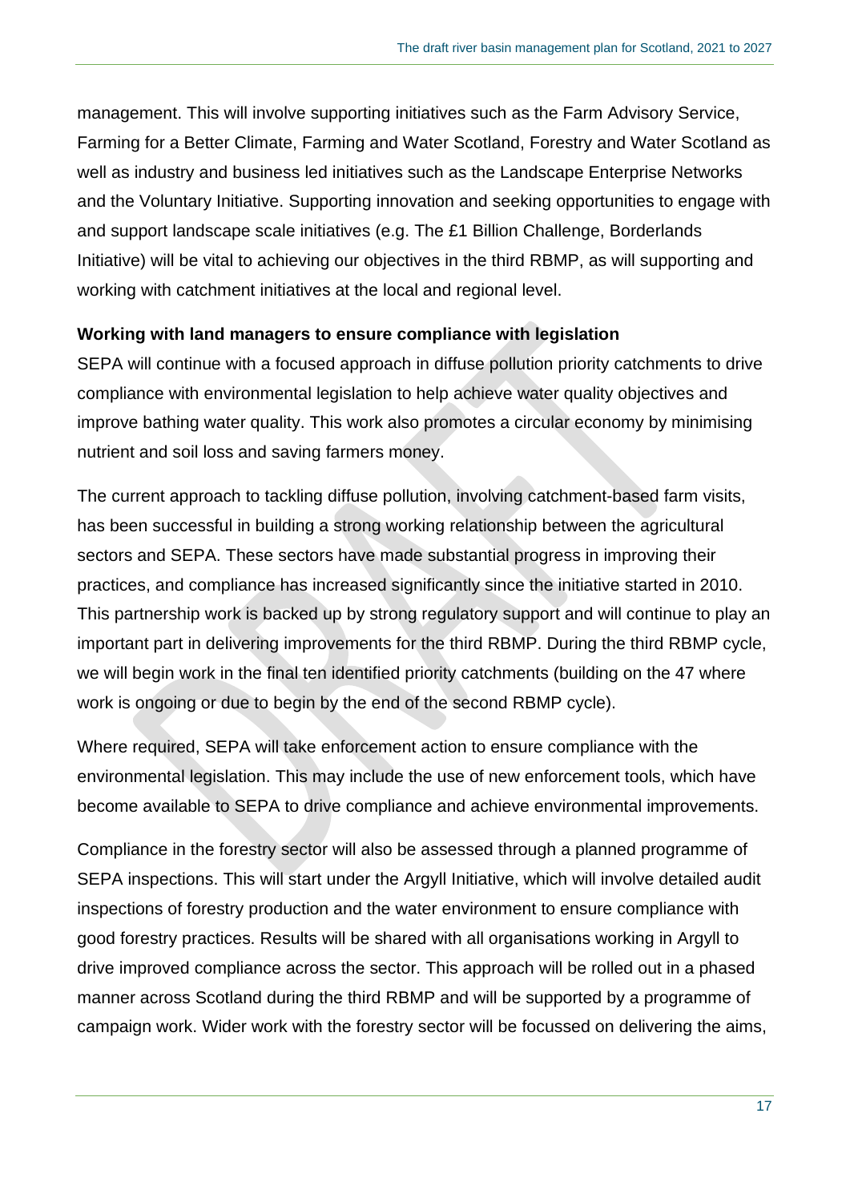management. This will involve supporting initiatives such as the Farm Advisory Service, Farming for a Better Climate, Farming and Water Scotland, Forestry and Water Scotland as well as industry and business led initiatives such as the Landscape Enterprise Networks and the Voluntary Initiative. Supporting innovation and seeking opportunities to engage with and support landscape scale initiatives (e.g. The £1 Billion Challenge, Borderlands Initiative) will be vital to achieving our objectives in the third RBMP, as will supporting and working with catchment initiatives at the local and regional level.

**Working with land managers to ensure compliance with legislation**

SEPA will continue with a focused approach in diffuse pollution priority catchments to drive compliance with environmental legislation to help achieve water quality objectives and improve bathing water quality. This work also promotes a circular economy by minimising nutrient and soil loss and saving farmers money.

The current approach to tackling diffuse pollution, involving catchment-based farm visits, has been successful in building a strong working relationship between the agricultural sectors and SEPA. These sectors have made substantial progress in improving their practices, and compliance has increased significantly since the initiative started in 2010. This partnership work is backed up by strong regulatory support and will continue to play an important part in delivering improvements for the third RBMP. During the third RBMP cycle, we will begin work in the final ten identified priority catchments (building on the 47 where work is ongoing or due to begin by the end of the second RBMP cycle).

Where required, SEPA will take enforcement action to ensure compliance with the environmental legislation. This may include the use of new enforcement tools, which have become available to SEPA to drive compliance and achieve environmental improvements.

Compliance in the forestry sector will also be assessed through a planned programme of SEPA inspections. This will start under the Argyll Initiative, which will involve detailed audit inspections of forestry production and the water environment to ensure compliance with good forestry practices. Results will be shared with all organisations working in Argyll to drive improved compliance across the sector. This approach will be rolled out in a phased manner across Scotland during the third RBMP and will be supported by a programme of campaign work. Wider work with the forestry sector will be focussed on delivering the aims,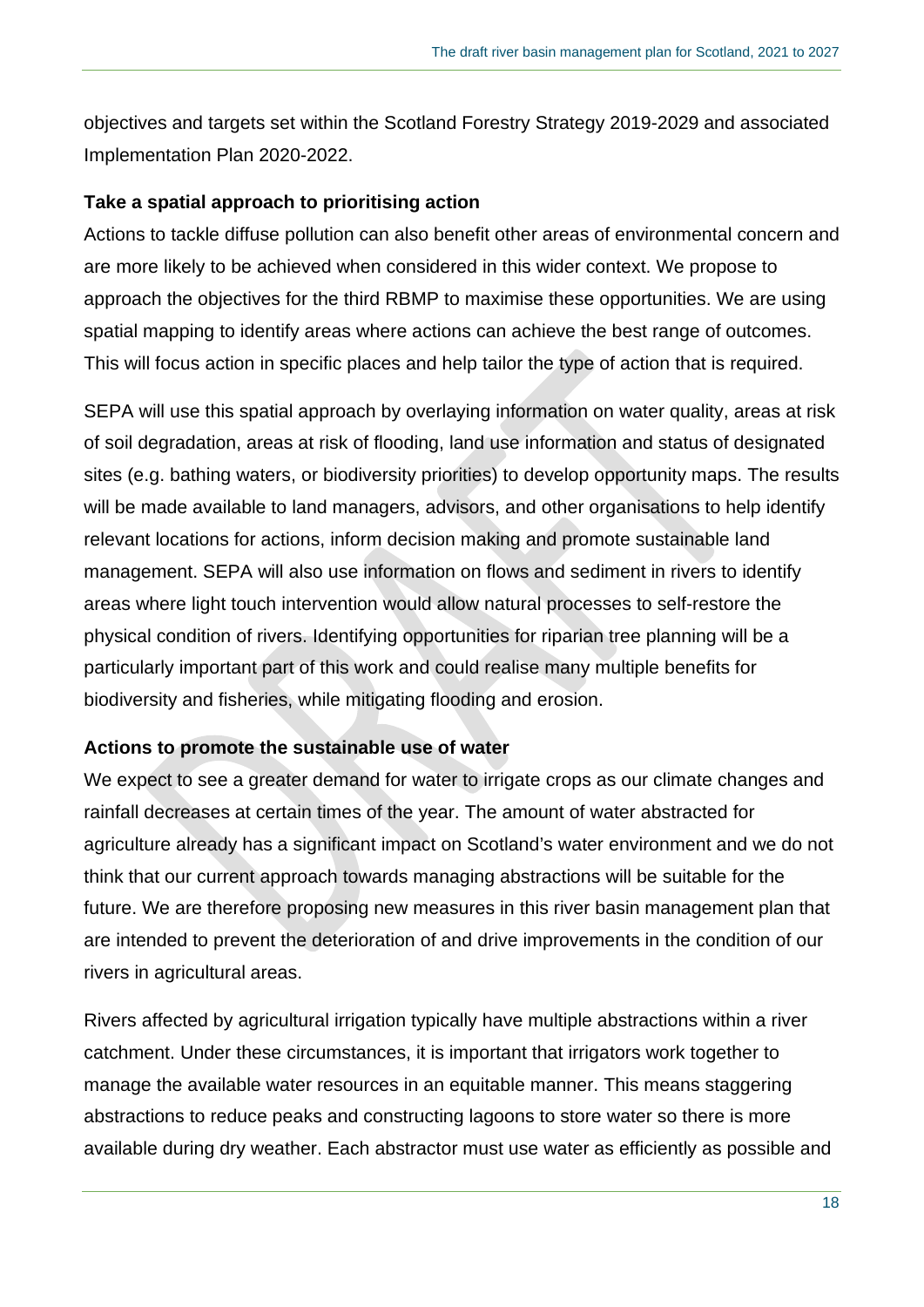objectives and targets set within the Scotland Forestry Strategy 2019-2029 and associated Implementation Plan 2020-2022.

**Take a spatial approach to prioritising action**

Actions to tackle diffuse pollution can also benefit other areas of environmental concern and are more likely to be achieved when considered in this wider context. We propose to approach the objectives for the third RBMP to maximise these opportunities. We are using spatial mapping to identify areas where actions can achieve the best range of outcomes. This will focus action in specific places and help tailor the type of action that is required.

SEPA will use this spatial approach by overlaying information on water quality, areas at risk of soil degradation, areas at risk of flooding, land use information and status of designated sites (e.g. bathing waters, or biodiversity priorities) to develop opportunity maps. The results will be made available to land managers, advisors, and other organisations to help identify relevant locations for actions, inform decision making and promote sustainable land management. SEPA will also use information on flows and sediment in rivers to identify areas where light touch intervention would allow natural processes to self-restore the physical condition of rivers. Identifying opportunities for riparian tree planning will be a particularly important part of this work and could realise many multiple benefits for biodiversity and fisheries, while mitigating flooding and erosion.

**Actions to promote the sustainable use of water**

We expect to see a greater demand for water to irrigate crops as our climate changes and rainfall decreases at certain times of the year. The amount of water abstracted for agriculture already has a significant impact on Scotland's water environment and we do not think that our current approach towards managing abstractions will be suitable for the future. We are therefore proposing new measures in this river basin management plan that are intended to prevent the deterioration of and drive improvements in the condition of our rivers in agricultural areas.

Rivers affected by agricultural irrigation typically have multiple abstractions within a river catchment. Under these circumstances, it is important that irrigators work together to manage the available water resources in an equitable manner. This means staggering abstractions to reduce peaks and constructing lagoons to store water so there is more available during dry weather. Each abstractor must use water as efficiently as possible and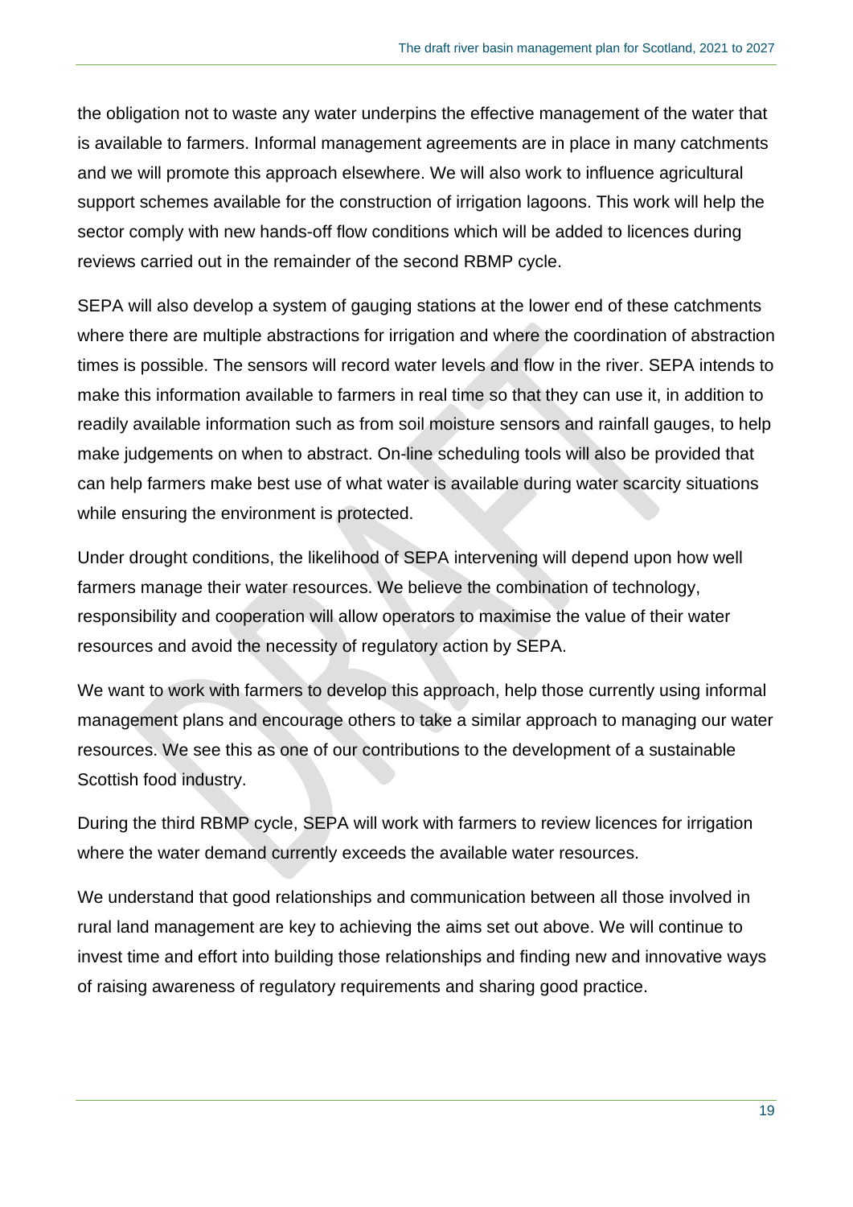the obligation not to waste any water underpins the effective management of the water that is available to farmers. Informal management agreements are in place in many catchments and we will promote this approach elsewhere. We will also work to influence agricultural support schemes available for the construction of irrigation lagoons. This work will help the sector comply with new hands-off flow conditions which will be added to licences during reviews carried out in the remainder of the second RBMP cycle.

SEPA will also develop a system of gauging stations at the lower end of these catchments where there are multiple abstractions for irrigation and where the coordination of abstraction times is possible. The sensors will record water levels and flow in the river. SEPA intends to make this information available to farmers in real time so that they can use it, in addition to readily available information such as from soil moisture sensors and rainfall gauges, to help make judgements on when to abstract. On-line scheduling tools will also be provided that can help farmers make best use of what water is available during water scarcity situations while ensuring the environment is protected.

Under drought conditions, the likelihood of SEPA intervening will depend upon how well farmers manage their water resources. We believe the combination of technology, responsibility and cooperation will allow operators to maximise the value of their water resources and avoid the necessity of regulatory action by SEPA.

We want to work with farmers to develop this approach, help those currently using informal management plans and encourage others to take a similar approach to managing our water resources. We see this as one of our contributions to the development of a sustainable Scottish food industry.

During the third RBMP cycle, SEPA will work with farmers to review licences for irrigation where the water demand currently exceeds the available water resources.

We understand that good relationships and communication between all those involved in rural land management are key to achieving the aims set out above. We will continue to invest time and effort into building those relationships and finding new and innovative ways of raising awareness of regulatory requirements and sharing good practice.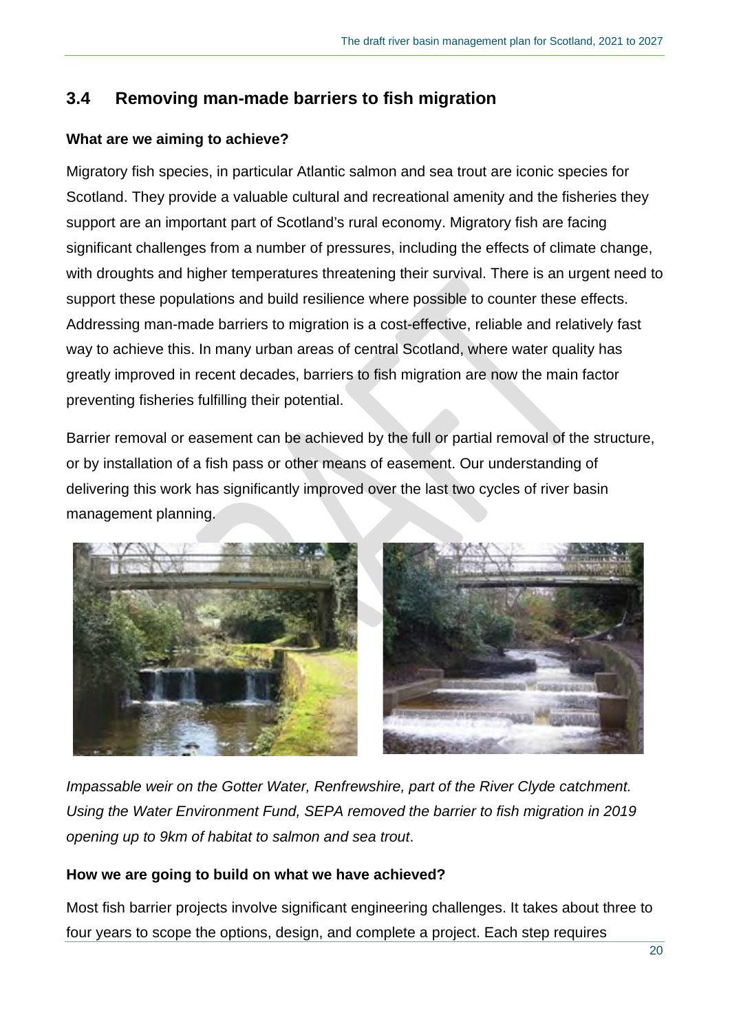## 3.4 Removing man-made barriers to fish migration

### What are we aiming to achieve?

Migratory fish species, in particular Atlantic salmon and sea trout are iconic species for Scotland. They provide a valuable cultural and recreational amenity and the fisheries they support are an important part of Scotland's rural economy. Migratory fish are facing significant challenges from a number of pressures, including the effects of climate change, with droughts and higher temperatures threatening their survival. There is an urgent need to support these populations and build resilience where possible to counter these effects. Addressing man-made barriers to migration is a cost-effective, reliable and relatively fast way to achieve this. In many urban areas of central Scotland, where water quality has greatly improved in recent decades, barriers to fish migration are now the main factor preventing fisheries fulfilling their potential.

Barrier removal or easement can be achieved by the full or partial removal of the structure, or by installation of a fish pass or other means of easement. Our understanding of delivering this work has significantly improved over the last two cycles of river basin management planning.

*Impassable weir on the Gotter Water, Renfrewshire, part of the River Clyde catchment. Using the Water Environment Fund, SEPA removed the barrier to fish migration in 2019 opening up to 9km of habitat to salmon and sea trout*.

### How we are going to build on what we have achieved?

Most fish barrier projects involve significant engineering challenges. It takes about three to four years to scope the options, design, and complete a project. Each step requires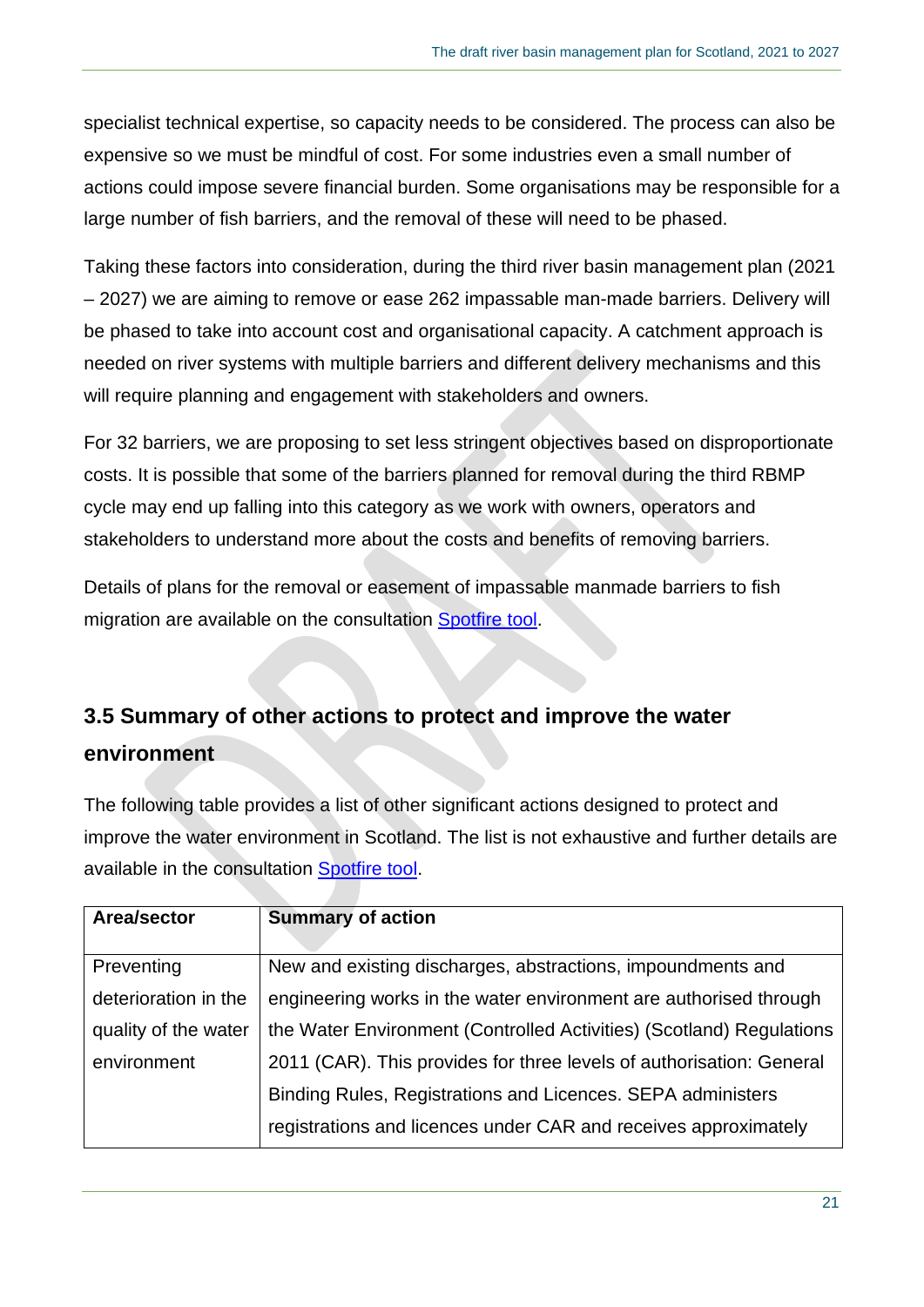specialist technical expertise, so capacity needs to be considered. The process can also be expensive so we must be mindful of cost. For some industries even a small number of actions could impose severe financial burden. Some organisations may be responsible for a large number of fish barriers, and the removal of these will need to be phased.

Taking these factors into consideration, during the third river basin management plan (2021 – 2027) we are aiming to remove or ease 262 impassable man-made barriers. Delivery will be phased to take into account cost and organisational capacity. A catchment approach is needed on river systems with multiple barriers and different delivery mechanisms and this will require planning and engagement with stakeholders and owners.

For 32 barriers, we are proposing to set less stringent objectives based on disproportionate costs. It is possible that some of the barriers planned for removal during the third RBMP cycle may end up falling into this category as we work with owners, operators and stakeholders to understand more about the costs and benefits of removing barriers.

Details of plans for the removal or easement of impassable manmade barriers to fish migration are available on the consultation Spotfire tool.

## 3.5 Summary of other actions to protect and improve the water environment

The following table provides a list of other significant actions designed to protect and improve the water environment in Scotland. The list is not exhaustive and further details are available in the consultation Spotfire tool.

| Area/sector | Summary of action |
|---|---|
| Preventing deterioration in the quality of the water environment | New and existing discharges, abstractions, impoundments and engineering works in the water environment are authorised through the Water Environment (Controlled Activities) (Scotland) Regulations 2011 (CAR). This provides for three levels of authorisation: General Binding Rules, Registrations and Licences. SEPA administers registrations and licences under CAR and receives approximately |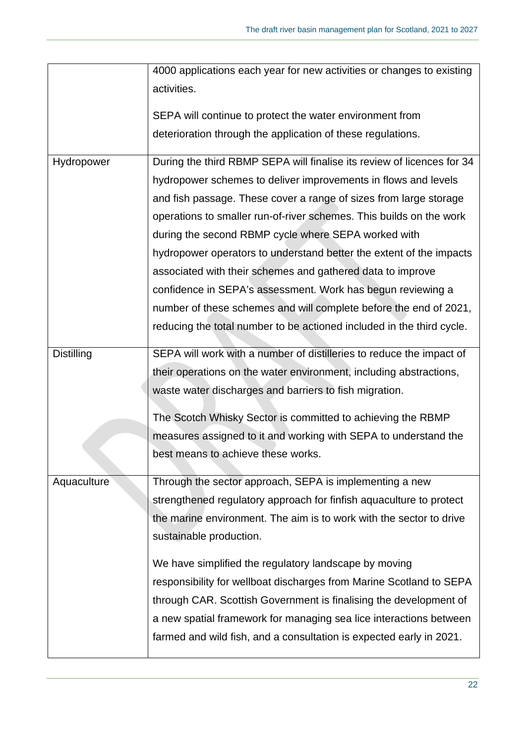| | |
|---|---|
| | 4000 applications each year for new activities or changes to existing activities.<br><br>SEPA will continue to protect the water environment from deterioration through the application of these regulations. |
| Hydropower | During the third RBMP SEPA will finalise its review of licences for 34 hydropower schemes to deliver improvements in flows and levels and fish passage. These cover a range of sizes from large storage operations to smaller run-of-river schemes. This builds on the work during the second RBMP cycle where SEPA worked with hydropower operators to understand better the extent of the impacts associated with their schemes and gathered data to improve confidence in SEPA's assessment. Work has begun reviewing a number of these schemes and will complete before the end of 2021, reducing the total number to be actioned included in the third cycle. |
| Distilling | SEPA will work with a number of distilleries to reduce the impact of their operations on the water environment, including abstractions, waste water discharges and barriers to fish migration.<br><br>The Scotch Whisky Sector is committed to achieving the RBMP measures assigned to it and working with SEPA to understand the best means to achieve these works. |
| Aquaculture | Through the sector approach, SEPA is implementing a new strengthened regulatory approach for finfish aquaculture to protect the marine environment. The aim is to work with the sector to drive sustainable production.<br><br>We have simplified the regulatory landscape by moving responsibility for wellboat discharges from Marine Scotland to SEPA through CAR. Scottish Government is finalising the development of a new spatial framework for managing sea lice interactions between farmed and wild fish, and a consultation is expected early in 2021. |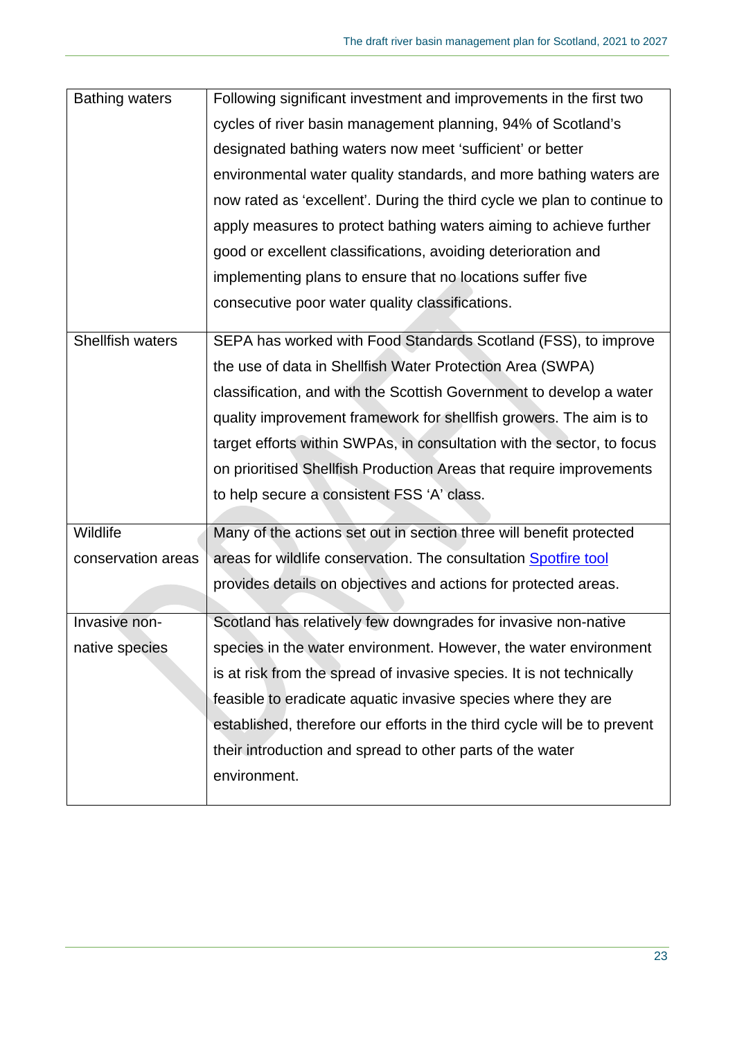| | |
|---|---|
| Bathing waters | Following significant investment and improvements in the first two cycles of river basin management planning, 94% of Scotland's designated bathing waters now meet 'sufficient' or better environmental water quality standards, and more bathing waters are now rated as 'excellent'. During the third cycle we plan to continue to apply measures to protect bathing waters aiming to achieve further good or excellent classifications, avoiding deterioration and implementing plans to ensure that no locations suffer five consecutive poor water quality classifications. |
| Shellfish waters | SEPA has worked with Food Standards Scotland (FSS), to improve the use of data in Shellfish Water Protection Area (SWPA) classification, and with the Scottish Government to develop a water quality improvement framework for shellfish growers. The aim is to target efforts within SWPAs, in consultation with the sector, to focus on prioritised Shellfish Production Areas that require improvements to help secure a consistent FSS 'A' class. |
| Wildlife conservation areas | Many of the actions set out in section three will benefit protected areas for wildlife conservation. The consultation Spotfire tool provides details on objectives and actions for protected areas. |
| Invasive non-native species | Scotland has relatively few downgrades for invasive non-native species in the water environment. However, the water environment is at risk from the spread of invasive species. It is not technically feasible to eradicate aquatic invasive species where they are established, therefore our efforts in the third cycle will be to prevent their introduction and spread to other parts of the water environment. |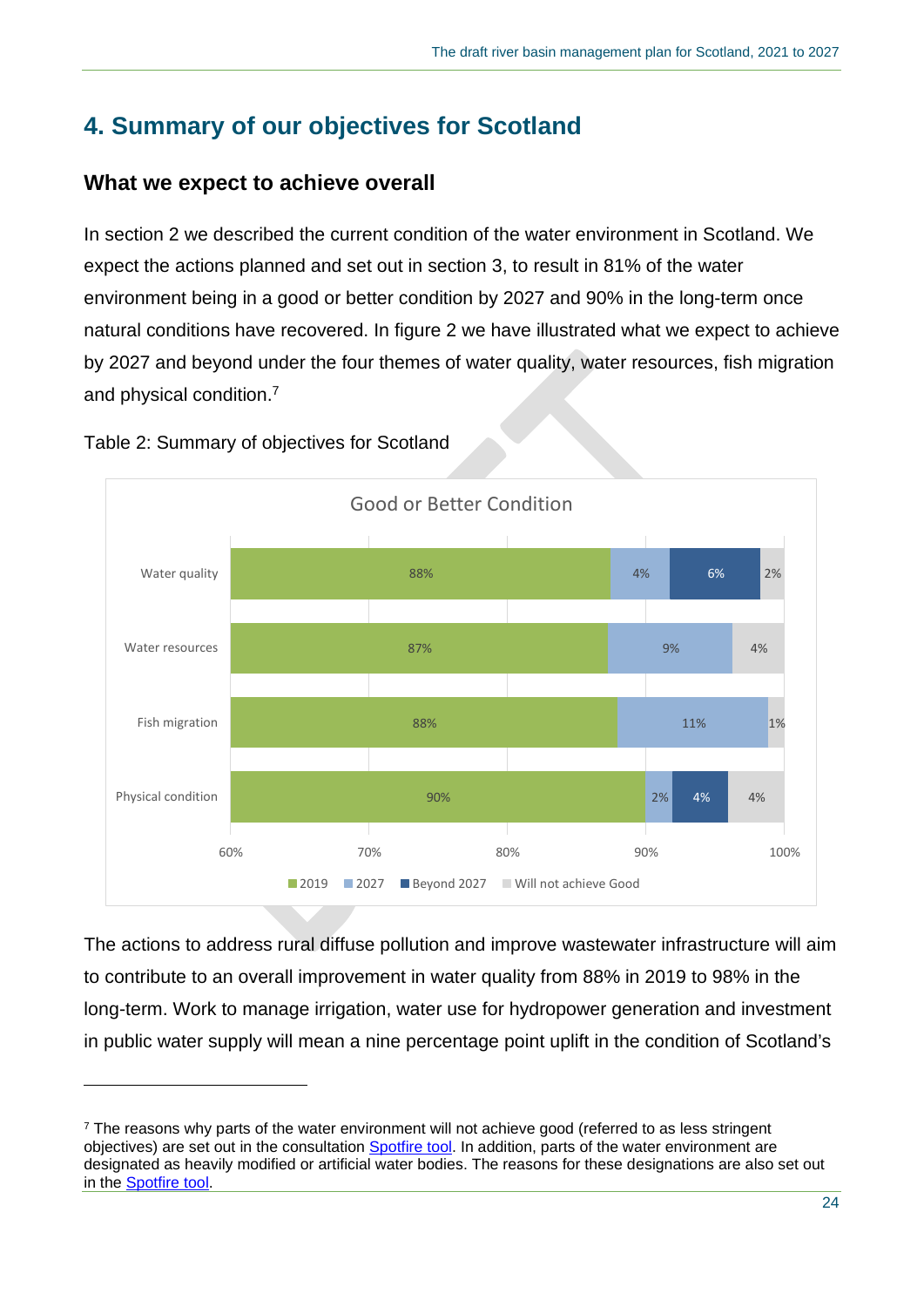# 4. Summary of our objectives for Scotland

## What we expect to achieve overall

In section 2 we described the current condition of the water environment in Scotland. We expect the actions planned and set out in section 3, to result in 81% of the water environment being in a good or better condition by 2027 and 90% in the long-term once natural conditions have recovered. In figure 2 we have illustrated what we expect to achieve by 2027 and beyond under the four themes of water quality, water resources, fish migration and physical condition.[7]

Table 2: Summary of objectives for Scotland

Good or Better Condition

| | 2019 | 2027 | Beyond 2027 | Will not achieve Good |
|---|---|---|---|---|
| Water quality | 88% | 4% | 6% | 2% |
| Water resources | 87% | 9% | | 4% |
| Fish migration | 88% | 11% | | 1% |
| Physical condition | 90% | 2% | 4% | 4% |

The actions to address rural diffuse pollution and improve wastewater infrastructure will aim to contribute to an overall improvement in water quality from 88% in 2019 to 98% in the long-term. Work to manage irrigation, water use for hydropower generation and investment in public water supply will mean a nine percentage point uplift in the condition of Scotland's

[7] The reasons why parts of the water environment will not achieve good (referred to as less stringent objectives) are set out in the consultation Spotfire tool. In addition, parts of the water environment are designated as heavily modified or artificial water bodies. The reasons for these designations are also set out in the Spotfire tool.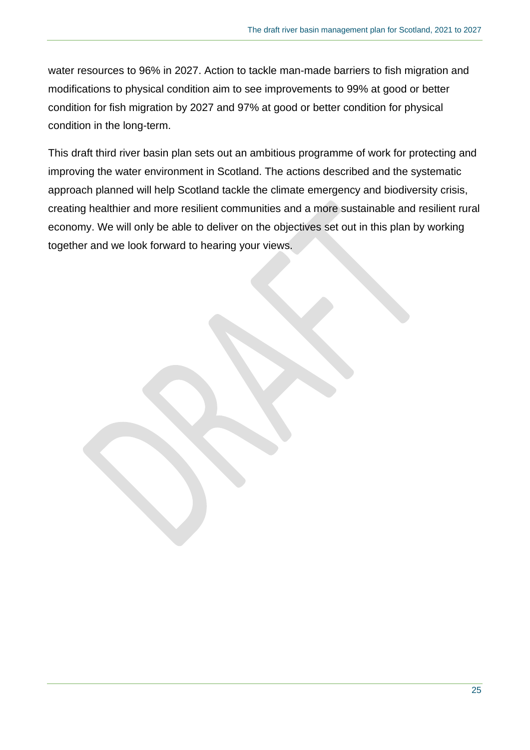water resources to 96% in 2027. Action to tackle man-made barriers to fish migration and modifications to physical condition aim to see improvements to 99% at good or better condition for fish migration by 2027 and 97% at good or better condition for physical condition in the long-term.

This draft third river basin plan sets out an ambitious programme of work for protecting and improving the water environment in Scotland. The actions described and the systematic approach planned will help Scotland tackle the climate emergency and biodiversity crisis, creating healthier and more resilient communities and a more sustainable and resilient rural economy. We will only be able to deliver on the objectives set out in this plan by working together and we look forward to hearing your views.